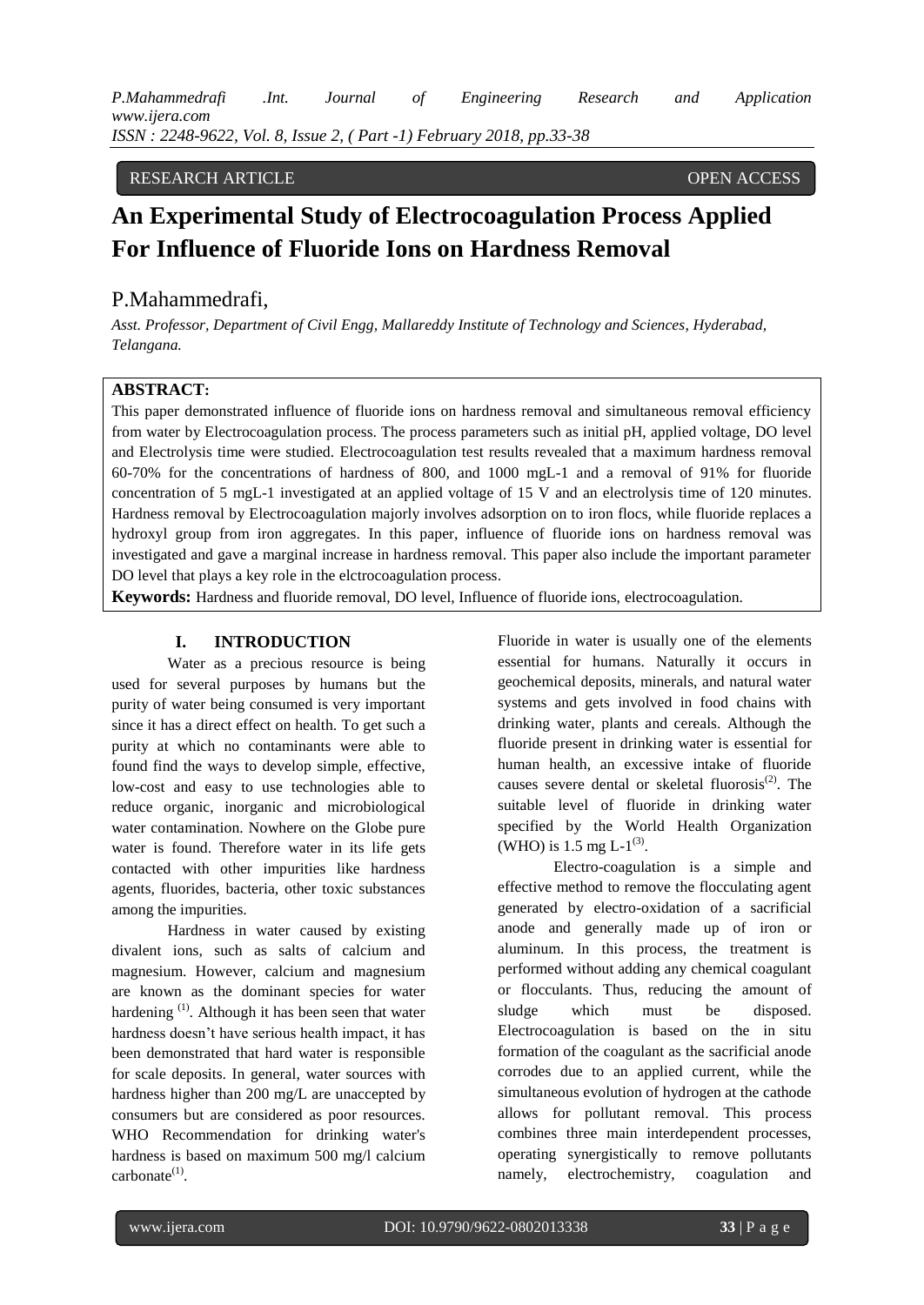RESEARCH ARTICLE OPEN ACCESS

# An Experimental Study of Electrocoagulation Process Applied For Influence of Fluoride Ions on Hardness Removal

P.Mahammedrafi,

*Asst. Professor, Department of Civil Engg, Mallareddy Institute of Technology and Sciences, Hyderabad, Telangana.*

**ABSTRACT:**

This paper demonstrated influence of fluoride ions on hardness removal and simultaneous removal efficiency from water by Electrocoagulation process. The process parameters such as initial pH, applied voltage, DO level and Electrolysis time were studied. Electrocoagulation test results revealed that a maximum hardness removal 60-70% for the concentrations of hardness of 800, and 1000 mgL-1 and a removal of 91% for fluoride concentration of 5 mgL-1 investigated at an applied voltage of 15 V and an electrolysis time of 120 minutes. Hardness removal by Electrocoagulation majorly involves adsorption on to iron flocs, while fluoride replaces a hydroxyl group from iron aggregates. In this paper, influence of fluoride ions on hardness removal was investigated and gave a marginal increase in hardness removal. This paper also include the important parameter DO level that plays a key role in the elctrocoagulation process.

**Keywords:** Hardness and fluoride removal, DO level, Influence of fluoride ions, electrocoagulation.

## I. INTRODUCTION

Water as a precious resource is being used for several purposes by humans but the purity of water being consumed is very important since it has a direct effect on health. To get such a purity at which no contaminants were able to found find the ways to develop simple, effective, low-cost and easy to use technologies able to reduce organic, inorganic and microbiological water contamination. Nowhere on the Globe pure water is found. Therefore water in its life gets contacted with other impurities like hardness agents, fluorides, bacteria, other toxic substances among the impurities.

Hardness in water caused by existing divalent ions, such as salts of calcium and magnesium. However, calcium and magnesium are known as the dominant species for water hardening [1]. Although it has been seen that water hardness doesn't have serious health impact, it has been demonstrated that hard water is responsible for scale deposits. In general, water sources with hardness higher than 200 mg/L are unaccepted by consumers but are considered as poor resources. WHO Recommendation for drinking water's hardness is based on maximum 500 mg/l calcium carbonate[1].

Fluoride in water is usually one of the elements essential for humans. Naturally it occurs in geochemical deposits, minerals, and natural water systems and gets involved in food chains with drinking water, plants and cereals. Although the fluoride present in drinking water is essential for human health, an excessive intake of fluoride causes severe dental or skeletal fluorosis[2]. The suitable level of fluoride in drinking water specified by the World Health Organization (WHO) is 1.5 mg L-1[3].

Electro-coagulation is a simple and effective method to remove the flocculating agent generated by electro-oxidation of a sacrificial anode and generally made up of iron or aluminum. In this process, the treatment is performed without adding any chemical coagulant or flocculants. Thus, reducing the amount of sludge which must be disposed. Electrocoagulation is based on the in situ formation of the coagulant as the sacrificial anode corrodes due to an applied current, while the simultaneous evolution of hydrogen at the cathode allows for pollutant removal. This process combines three main interdependent processes, operating synergistically to remove pollutants namely, electrochemistry, coagulation and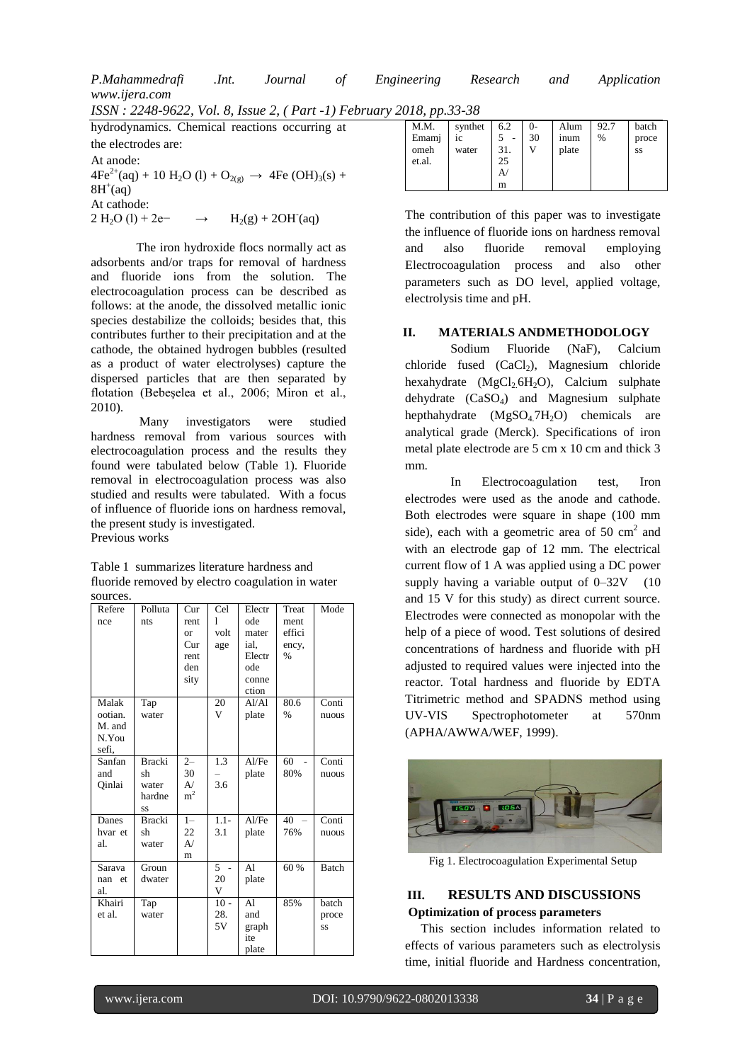hydrodynamics. Chemical reactions occurring at the electrodes are:

At anode:

$4Fe^{2+}(aq) + 10\,H_2O\,(l) + O_{2(g)} \rightarrow 4Fe\,(OH)_3(s) + 8H^+(aq)$

At cathode:

$2\,H_2O\,(l) + 2e^- \rightarrow H_2(g) + 2OH^-(aq)$

The iron hydroxide flocs normally act as adsorbents and/or traps for removal of hardness and fluoride ions from the solution. The electrocoagulation process can be described as follows: at the anode, the dissolved metallic ionic species destabilize the colloids; besides that, this contributes further to their precipitation and at the cathode, the obtained hydrogen bubbles (resulted as a product of water electrolyses) capture the dispersed particles that are then separated by flotation (Bebeşelea et al., 2006; Miron et al., 2010).

Many investigators were studied hardness removal from various sources with electrocoagulation process and the results they found were tabulated below (Table 1). Fluoride removal in electrocoagulation process was also studied and results were tabulated. With a focus of influence of fluoride ions on hardness removal, the present study is investigated.

Previous works

Table 1 summarizes literature hardness and fluoride removed by electro coagulation in water sources.

| Reference | Pollutants | Current or Current density | Cell voltage | Electrode material, Electrode connection | Treatment efficiency, % | Mode |
|---|---|---|---|---|---|---|
| Malakootian. M. and N.Yousefi, | Tap water | | 20 V | Al/Al plate | 80.6 % | Continuous |
| Sanfan and Qinlai | Brackish water hardness | 2–30 A/m$^2$ | 1.3 – 3.6 | Al/Fe plate | 60 - 80% | Continuous |
| Daneshvar et al. | Brackish water | 1–22 A/m | 1.1-3.1 | Al/Fe plate | 40 – 76% | Continuous |
| Saravanan et al. | Groundwater | | 5 - 20 V | Al plate | 60 % | Batch |
| Khairi et al. | Tap water | | 10 - 28.5V | Al and graphite plate | 85% | batch process |
| M.M. Emamjomeh et.al. | synthetic water | 6.25 - 31.25 A/m | 0-30 V | Aluminum plate | 92.7 % | batch process |

The contribution of this paper was to investigate the influence of fluoride ions on hardness removal and also fluoride removal employing Electrocoagulation process and also other parameters such as DO level, applied voltage, electrolysis time and pH.

## II. MATERIALS ANDMETHODOLOGY

Sodium Fluoride (NaF), Calcium chloride fused ($CaCl_2$), Magnesium chloride hexahydrate ($MgCl_2.6H_2O$), Calcium sulphate dehydrate ($CaSO_4$) and Magnesium sulphate hepthahydrate ($MgSO_4.7H_2O$) chemicals are analytical grade (Merck). Specifications of iron metal plate electrode are 5 cm x 10 cm and thick 3 mm.

In Electrocoagulation test, Iron electrodes were used as the anode and cathode. Both electrodes were square in shape (100 mm side), each with a geometric area of 50 cm$^2$ and with an electrode gap of 12 mm. The electrical current flow of 1 A was applied using a DC power supply having a variable output of 0–32V (10 and 15 V for this study) as direct current source. Electrodes were connected as monopolar with the help of a piece of wood. Test solutions of desired concentrations of hardness and fluoride with pH adjusted to required values were injected into the reactor. Total hardness and fluoride by EDTA Titrimetric method and SPADNS method using UV-VIS Spectrophotometer at 570nm (APHA/AWWA/WEF, 1999).

Fig 1. Electrocoagulation Experimental Setup

## III. RESULTS AND DISCUSSIONS

### Optimization of process parameters

This section includes information related to effects of various parameters such as electrolysis time, initial fluoride and Hardness concentration,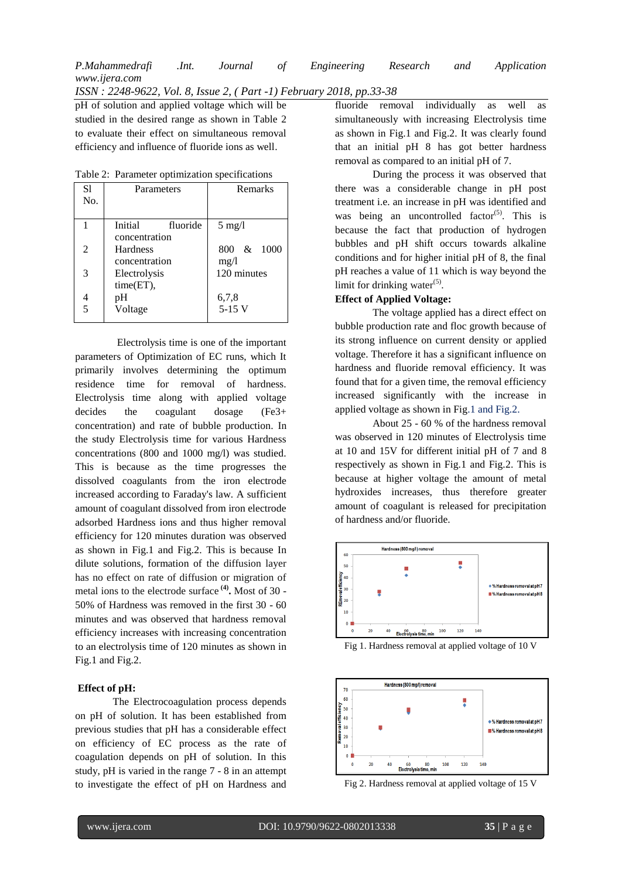pH of solution and applied voltage which will be studied in the desired range as shown in Table 2 to evaluate their effect on simultaneous removal efficiency and influence of fluoride ions as well.

Table 2: Parameter optimization specifications

| Sl No. | Parameters | Remarks |
|---|---|---|
| 1 | Initial fluoride concentration | 5 mg/l |
| 2 | Hardness concentration | 800 & 1000 mg/l |
| 3 | Electrolysis time(ET), | 120 minutes |
| 4 | pH | 6,7,8 |
| 5 | Voltage | 5-15 V |

Electrolysis time is one of the important parameters of Optimization of EC runs, which It primarily involves determining the optimum residence time for removal of hardness. Electrolysis time along with applied voltage decides the coagulant dosage ($Fe^{3+}$ concentration) and rate of bubble production. In the study Electrolysis time for various Hardness concentrations (800 and 1000 mg/l) was studied. This is because as the time progresses the dissolved coagulants from the iron electrode increased according to Faraday's law. A sufficient amount of coagulant dissolved from iron electrode adsorbed Hardness ions and thus higher removal efficiency for 120 minutes duration was observed as shown in Fig.1 and Fig.2. This is because In dilute solutions, formation of the diffusion layer has no effect on rate of diffusion or migration of metal ions to the electrode surface [4]. Most of 30 - 50% of Hardness was removed in the first 30 - 60 minutes and was observed that hardness removal efficiency increases with increasing concentration to an electrolysis time of 120 minutes as shown in Fig.1 and Fig.2.

**Effect of pH:**

The Electrocoagulation process depends on pH of solution. It has been established from previous studies that pH has a considerable effect on efficiency of EC process as the rate of coagulation depends on pH of solution. In this study, pH is varied in the range 7 - 8 in an attempt to investigate the effect of pH on Hardness and fluoride removal individually as well as simultaneously with increasing Electrolysis time as shown in Fig.1 and Fig.2. It was clearly found that an initial pH 8 has got better hardness removal as compared to an initial pH of 7.

During the process it was observed that there was a considerable change in pH post treatment i.e. an increase in pH was identified and was being an uncontrolled factor[5]. This is because the fact that production of hydrogen bubbles and pH shift occurs towards alkaline conditions and for higher initial pH of 8, the final pH reaches a value of 11 which is way beyond the limit for drinking water[5].

**Effect of Applied Voltage:**

The voltage applied has a direct effect on bubble production rate and floc growth because of its strong influence on current density or applied voltage. Therefore it has a significant influence on hardness and fluoride removal efficiency. It was found that for a given time, the removal efficiency increased significantly with the increase in applied voltage as shown in Fig.1 and Fig.2.

About 25 - 60 % of the hardness removal was observed in 120 minutes of Electrolysis time at 10 and 15V for different initial pH of 7 and 8 respectively as shown in Fig.1 and Fig.2. This is because at higher voltage the amount of metal hydroxides increases, thus therefore greater amount of coagulant is released for precipitation of hardness and/or fluoride.

Fig 1. Hardness removal at applied voltage of 10 V

Fig 2. Hardness removal at applied voltage of 15 V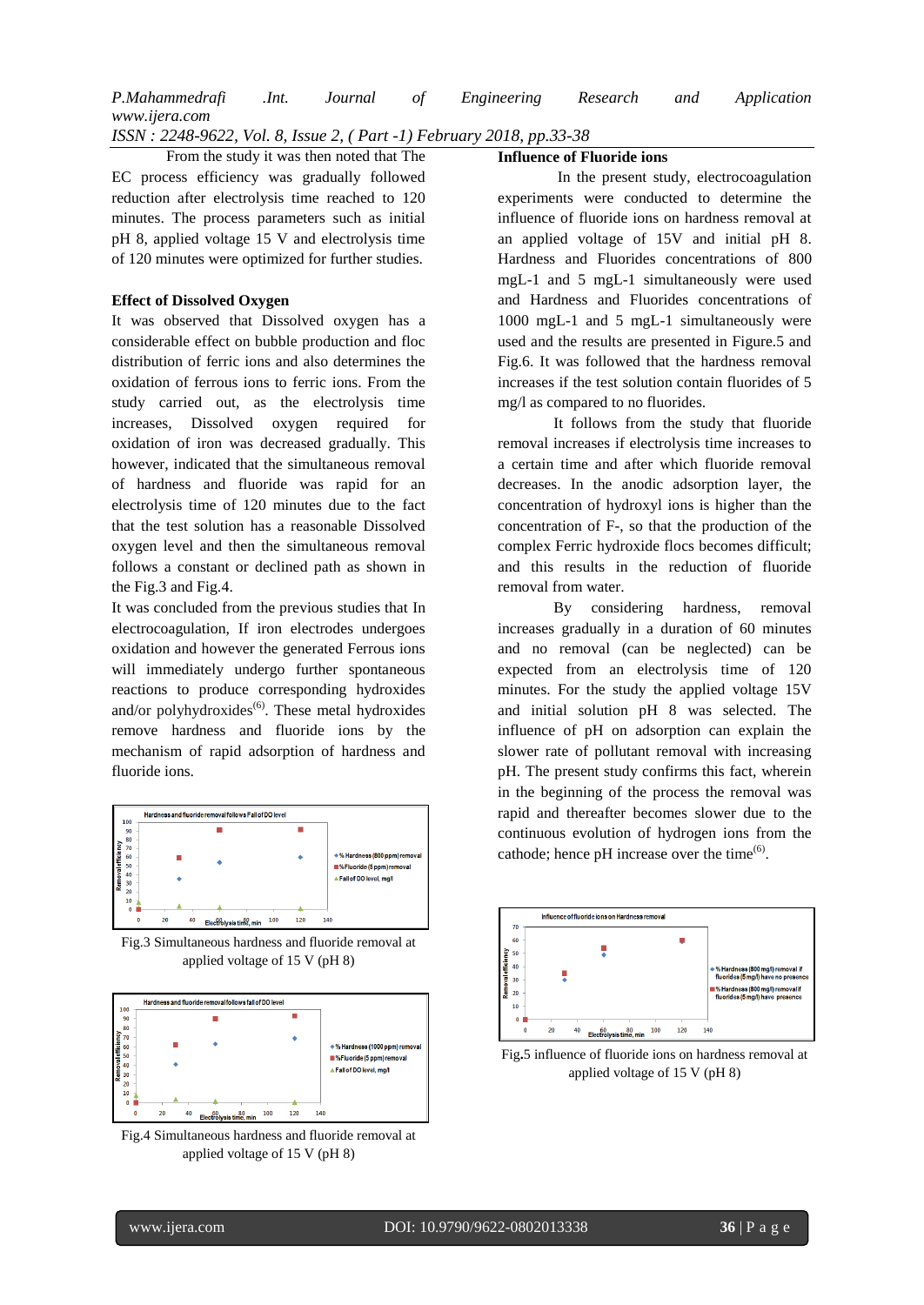From the study it was then noted that The EC process efficiency was gradually followed reduction after electrolysis time reached to 120 minutes. The process parameters such as initial pH 8, applied voltage 15 V and electrolysis time of 120 minutes were optimized for further studies.

**Effect of Dissolved Oxygen**

It was observed that Dissolved oxygen has a considerable effect on bubble production and floc distribution of ferric ions and also determines the oxidation of ferrous ions to ferric ions. From the study carried out, as the electrolysis time increases, Dissolved oxygen required for oxidation of iron was decreased gradually. This however, indicated that the simultaneous removal of hardness and fluoride was rapid for an electrolysis time of 120 minutes due to the fact that the test solution has a reasonable Dissolved oxygen level and then the simultaneous removal follows a constant or declined path as shown in the Fig.3 and Fig.4.

It was concluded from the previous studies that In electrocoagulation, If iron electrodes undergoes oxidation and however the generated Ferrous ions will immediately undergo further spontaneous reactions to produce corresponding hydroxides and/or polyhydroxides[6]. These metal hydroxides remove hardness and fluoride ions by the mechanism of rapid adsorption of hardness and fluoride ions.

Fig.3 Simultaneous hardness and fluoride removal at applied voltage of 15 V (pH 8)

Fig.4 Simultaneous hardness and fluoride removal at applied voltage of 15 V (pH 8)

**Influence of Fluoride ions**

In the present study, electrocoagulation experiments were conducted to determine the influence of fluoride ions on hardness removal at an applied voltage of 15V and initial pH 8. Hardness and Fluorides concentrations of 800 mgL-1 and 5 mgL-1 simultaneously were used and Hardness and Fluorides concentrations of 1000 mgL-1 and 5 mgL-1 simultaneously were used and the results are presented in Figure.5 and Fig.6. It was followed that the hardness removal increases if the test solution contain fluorides of 5 mg/l as compared to no fluorides.

It follows from the study that fluoride removal increases if electrolysis time increases to a certain time and after which fluoride removal decreases. In the anodic adsorption layer, the concentration of hydroxyl ions is higher than the concentration of F-, so that the production of the complex Ferric hydroxide flocs becomes difficult; and this results in the reduction of fluoride removal from water.

By considering hardness, removal increases gradually in a duration of 60 minutes and no removal (can be neglected) can be expected from an electrolysis time of 120 minutes. For the study the applied voltage 15V and initial solution pH 8 was selected. The influence of pH on adsorption can explain the slower rate of pollutant removal with increasing pH. The present study confirms this fact, wherein in the beginning of the process the removal was rapid and thereafter becomes slower due to the continuous evolution of hydrogen ions from the cathode; hence pH increase over the time[6].

Fig.5 influence of fluoride ions on hardness removal at applied voltage of 15 V (pH 8)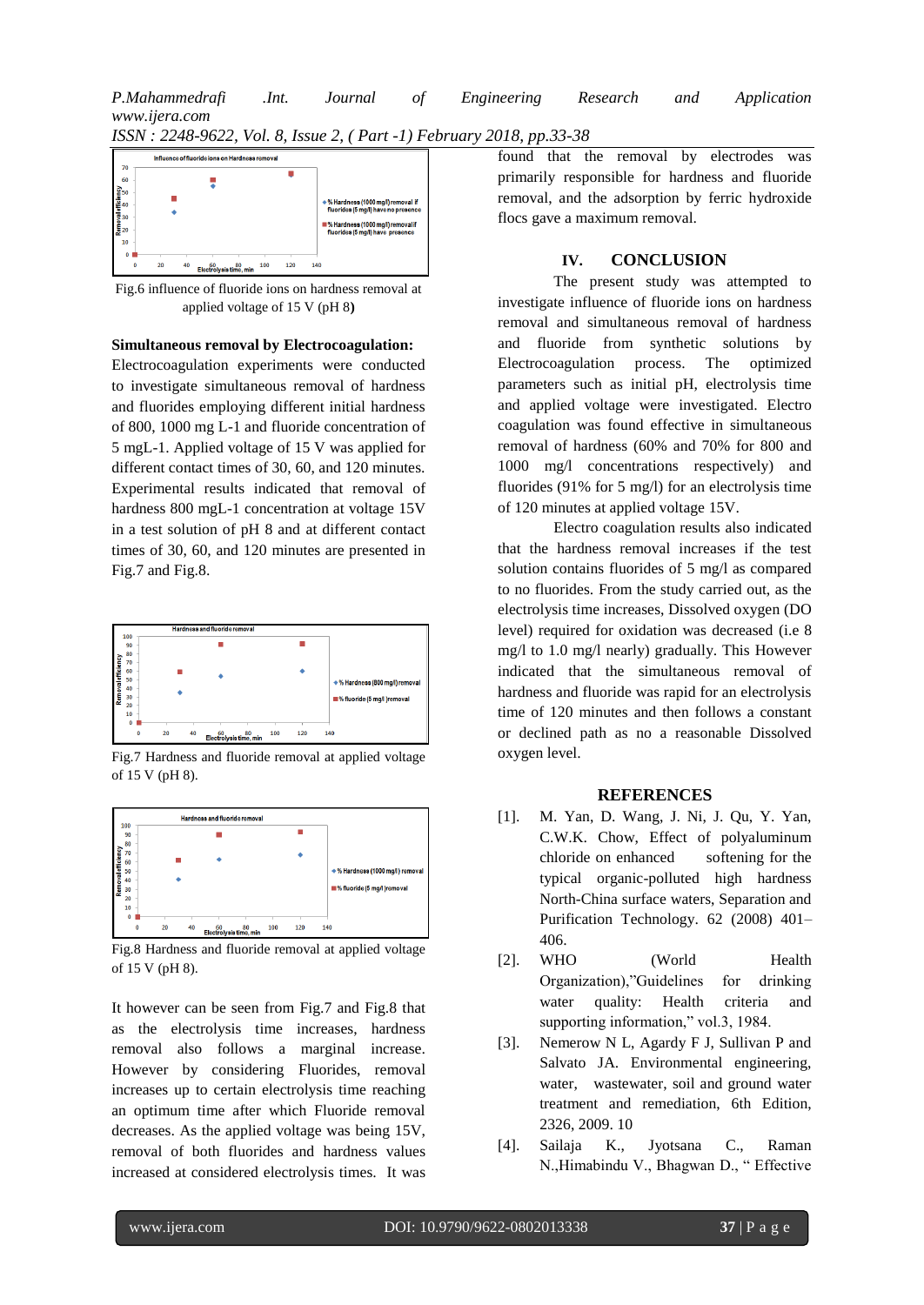Fig.6 influence of fluoride ions on hardness removal at applied voltage of 15 V (pH 8)

**Simultaneous removal by Electrocoagulation:** Electrocoagulation experiments were conducted to investigate simultaneous removal of hardness and fluorides employing different initial hardness of 800, 1000 mg L-1 and fluoride concentration of 5 mgL-1. Applied voltage of 15 V was applied for different contact times of 30, 60, and 120 minutes. Experimental results indicated that removal of hardness 800 mgL-1 concentration at voltage 15V in a test solution of pH 8 and at different contact times of 30, 60, and 120 minutes are presented in Fig.7 and Fig.8.

Fig.7 Hardness and fluoride removal at applied voltage of 15 V (pH 8).

Fig.8 Hardness and fluoride removal at applied voltage of 15 V (pH 8).

It however can be seen from Fig.7 and Fig.8 that as the electrolysis time increases, hardness removal also follows a marginal increase. However by considering Fluorides, removal increases up to certain electrolysis time reaching an optimum time after which Fluoride removal decreases. As the applied voltage was being 15V, removal of both fluorides and hardness values increased at considered electrolysis times. It was found that the removal by electrodes was primarily responsible for hardness and fluoride removal, and the adsorption by ferric hydroxide flocs gave a maximum removal.

## IV. CONCLUSION

The present study was attempted to investigate influence of fluoride ions on hardness removal and simultaneous removal of hardness and fluoride from synthetic solutions by Electrocoagulation process. The optimized parameters such as initial pH, electrolysis time and applied voltage were investigated. Electro coagulation was found effective in simultaneous removal of hardness (60% and 70% for 800 and 1000 mg/l concentrations respectively) and fluorides (91% for 5 mg/l) for an electrolysis time of 120 minutes at applied voltage 15V.

Electro coagulation results also indicated that the hardness removal increases if the test solution contains fluorides of 5 mg/l as compared to no fluorides. From the study carried out, as the electrolysis time increases, Dissolved oxygen (DO level) required for oxidation was decreased (i.e 8 mg/l to 1.0 mg/l nearly) gradually. This However indicated that the simultaneous removal of hardness and fluoride was rapid for an electrolysis time of 120 minutes and then follows a constant or declined path as no a reasonable Dissolved oxygen level.

## REFERENCES

[1]. M. Yan, D. Wang, J. Ni, J. Qu, Y. Yan, C.W.K. Chow, Effect of polyaluminum chloride on enhanced softening for the typical organic-polluted high hardness North-China surface waters, Separation and Purification Technology. 62 (2008) 401–406.

[2]. WHO (World Health Organization),"Guidelines for drinking water quality: Health criteria and supporting information," vol.3, 1984.

[3]. Nemerow N L, Agardy F J, Sullivan P and Salvato JA. Environmental engineering, water, wastewater, soil and ground water treatment and remediation, 6th Edition, 2326, 2009. 10

[4]. Sailaja K., Jyotsana C., Raman N.,Himabindu V., Bhagwan D., " Effective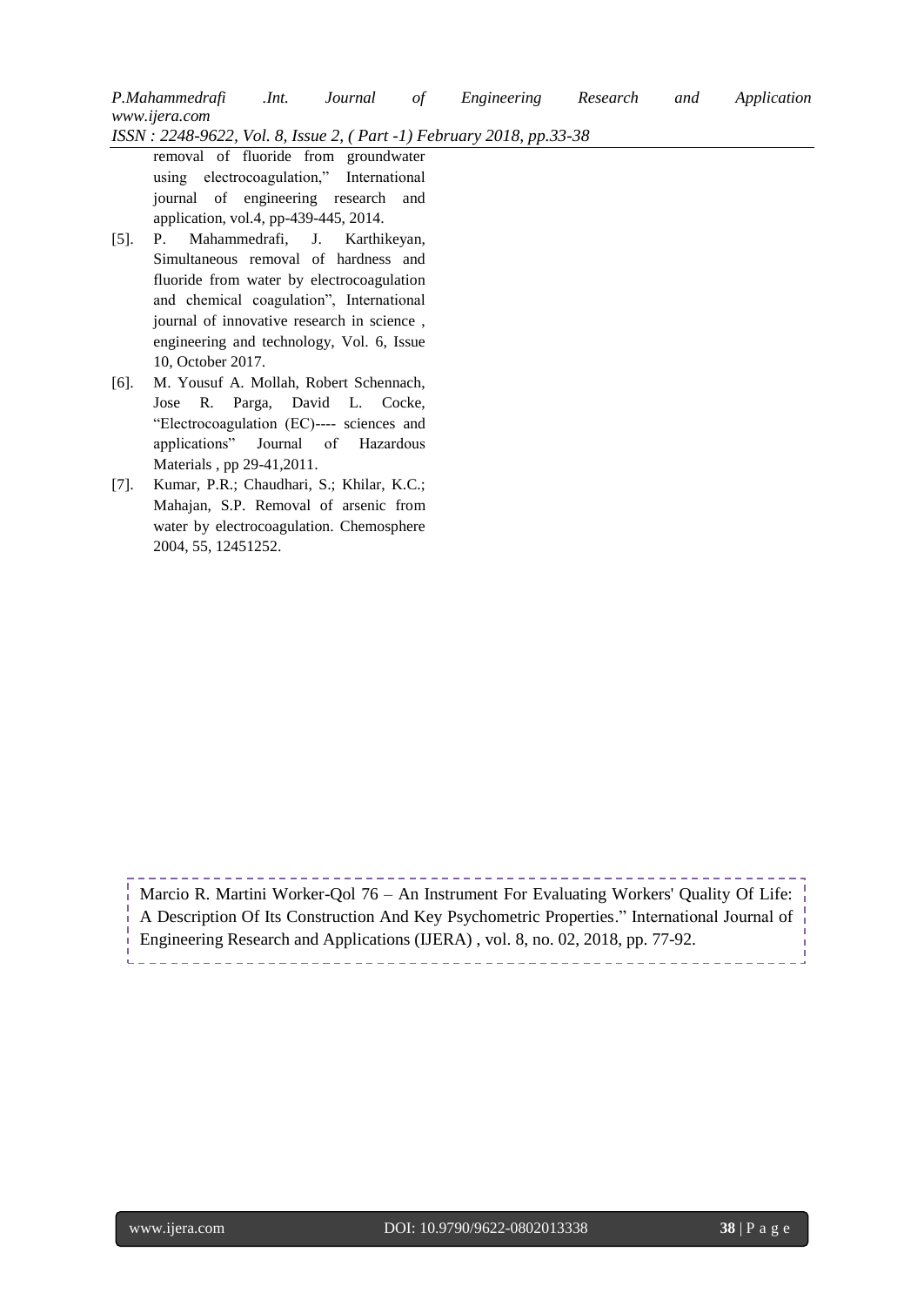removal of fluoride from groundwater using electrocoagulation," International journal of engineering research and application, vol.4, pp-439-445, 2014.

[5]. P. Mahammedrafi, J. Karthikeyan, Simultaneous removal of hardness and fluoride from water by electrocoagulation and chemical coagulation", International journal of innovative research in science , engineering and technology, Vol. 6, Issue 10, October 2017.

[6]. M. Yousuf A. Mollah, Robert Schennach, Jose R. Parga, David L. Cocke, "Electrocoagulation (EC)---- sciences and applications" Journal of Hazardous Materials , pp 29-41,2011.

[7]. Kumar, P.R.; Chaudhari, S.; Khilar, K.C.; Mahajan, S.P. Removal of arsenic from water by electrocoagulation. Chemosphere 2004, 55, 12451252.

Marcio R. Martini Worker-Qol 76 – An Instrument For Evaluating Workers' Quality Of Life: A Description Of Its Construction And Key Psychometric Properties." International Journal of Engineering Research and Applications (IJERA) , vol. 8, no. 02, 2018, pp. 77-92.